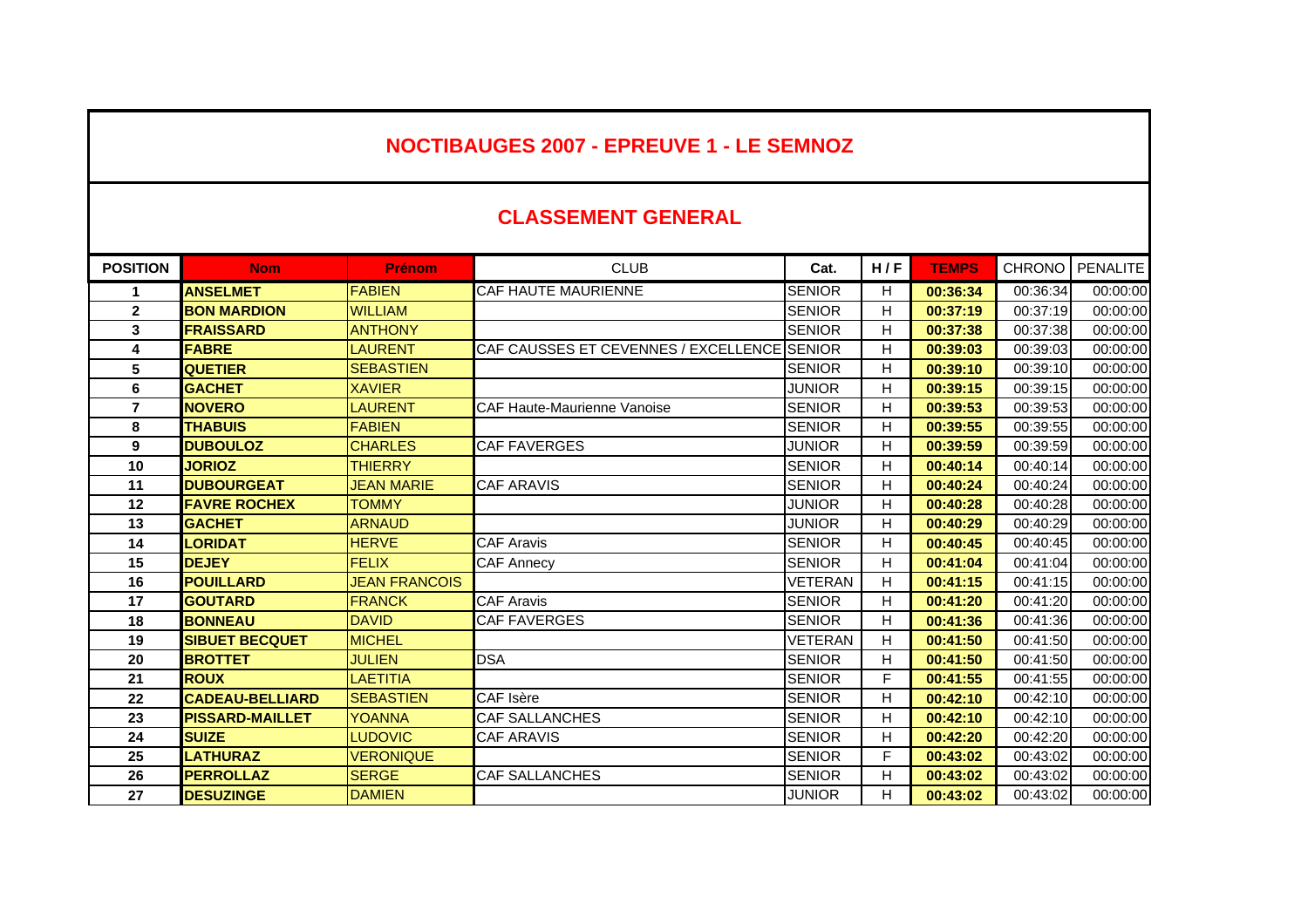# NOCTIBAUGES 2007 - EPREUVE 1 - LE SEMNOZ

## CLASSEMENT GENERAL

| POSITION | Nom | Prénom | CLUB | Cat. | H / F | TEMPS | CHRONO | PENALITE |
|---|---|---|---|---|---|---|---|---|
| 1 | ANSELMET | FABIEN | CAF HAUTE MAURIENNE | SENIOR | H | 00:36:34 | 00:36:34 | 00:00:00 |
| 2 | BON MARDION | WILLIAM | | SENIOR | H | 00:37:19 | 00:37:19 | 00:00:00 |
| 3 | FRAISSARD | ANTHONY | | SENIOR | H | 00:37:38 | 00:37:38 | 00:00:00 |
| 4 | FABRE | LAURENT | CAF CAUSSES ET CEVENNES / EXCELLENCE | SENIOR | H | 00:39:03 | 00:39:03 | 00:00:00 |
| 5 | QUETIER | SEBASTIEN | | SENIOR | H | 00:39:10 | 00:39:10 | 00:00:00 |
| 6 | GACHET | XAVIER | | JUNIOR | H | 00:39:15 | 00:39:15 | 00:00:00 |
| 7 | NOVERO | LAURENT | CAF Haute-Maurienne Vanoise | SENIOR | H | 00:39:53 | 00:39:53 | 00:00:00 |
| 8 | THABUIS | FABIEN | | SENIOR | H | 00:39:55 | 00:39:55 | 00:00:00 |
| 9 | DUBOULOZ | CHARLES | CAF FAVERGES | JUNIOR | H | 00:39:59 | 00:39:59 | 00:00:00 |
| 10 | JORIOZ | THIERRY | | SENIOR | H | 00:40:14 | 00:40:14 | 00:00:00 |
| 11 | DUBOURGEAT | JEAN MARIE | CAF ARAVIS | SENIOR | H | 00:40:24 | 00:40:24 | 00:00:00 |
| 12 | FAVRE ROCHEX | TOMMY | | JUNIOR | H | 00:40:28 | 00:40:28 | 00:00:00 |
| 13 | GACHET | ARNAUD | | JUNIOR | H | 00:40:29 | 00:40:29 | 00:00:00 |
| 14 | LORIDAT | HERVE | CAF Aravis | SENIOR | H | 00:40:45 | 00:40:45 | 00:00:00 |
| 15 | DEJEY | FELIX | CAF Annecy | SENIOR | H | 00:41:04 | 00:41:04 | 00:00:00 |
| 16 | POUILLARD | JEAN FRANCOIS | | VETERAN | H | 00:41:15 | 00:41:15 | 00:00:00 |
| 17 | GOUTARD | FRANCK | CAF Aravis | SENIOR | H | 00:41:20 | 00:41:20 | 00:00:00 |
| 18 | BONNEAU | DAVID | CAF FAVERGES | SENIOR | H | 00:41:36 | 00:41:36 | 00:00:00 |
| 19 | SIBUET BECQUET | MICHEL | | VETERAN | H | 00:41:50 | 00:41:50 | 00:00:00 |
| 20 | BROTTET | JULIEN | DSA | SENIOR | H | 00:41:50 | 00:41:50 | 00:00:00 |
| 21 | ROUX | LAETITIA | | SENIOR | F | 00:41:55 | 00:41:55 | 00:00:00 |
| 22 | CADEAU-BELLIARD | SEBASTIEN | CAF Isère | SENIOR | H | 00:42:10 | 00:42:10 | 00:00:00 |
| 23 | PISSARD-MAILLET | YOANNA | CAF SALLANCHES | SENIOR | H | 00:42:10 | 00:42:10 | 00:00:00 |
| 24 | SUIZE | LUDOVIC | CAF ARAVIS | SENIOR | H | 00:42:20 | 00:42:20 | 00:00:00 |
| 25 | LATHURAZ | VERONIQUE | | SENIOR | F | 00:43:02 | 00:43:02 | 00:00:00 |
| 26 | PERROLLAZ | SERGE | CAF SALLANCHES | SENIOR | H | 00:43:02 | 00:43:02 | 00:00:00 |
| 27 | DESUZINGE | DAMIEN | | JUNIOR | H | 00:43:02 | 00:43:02 | 00:00:00 |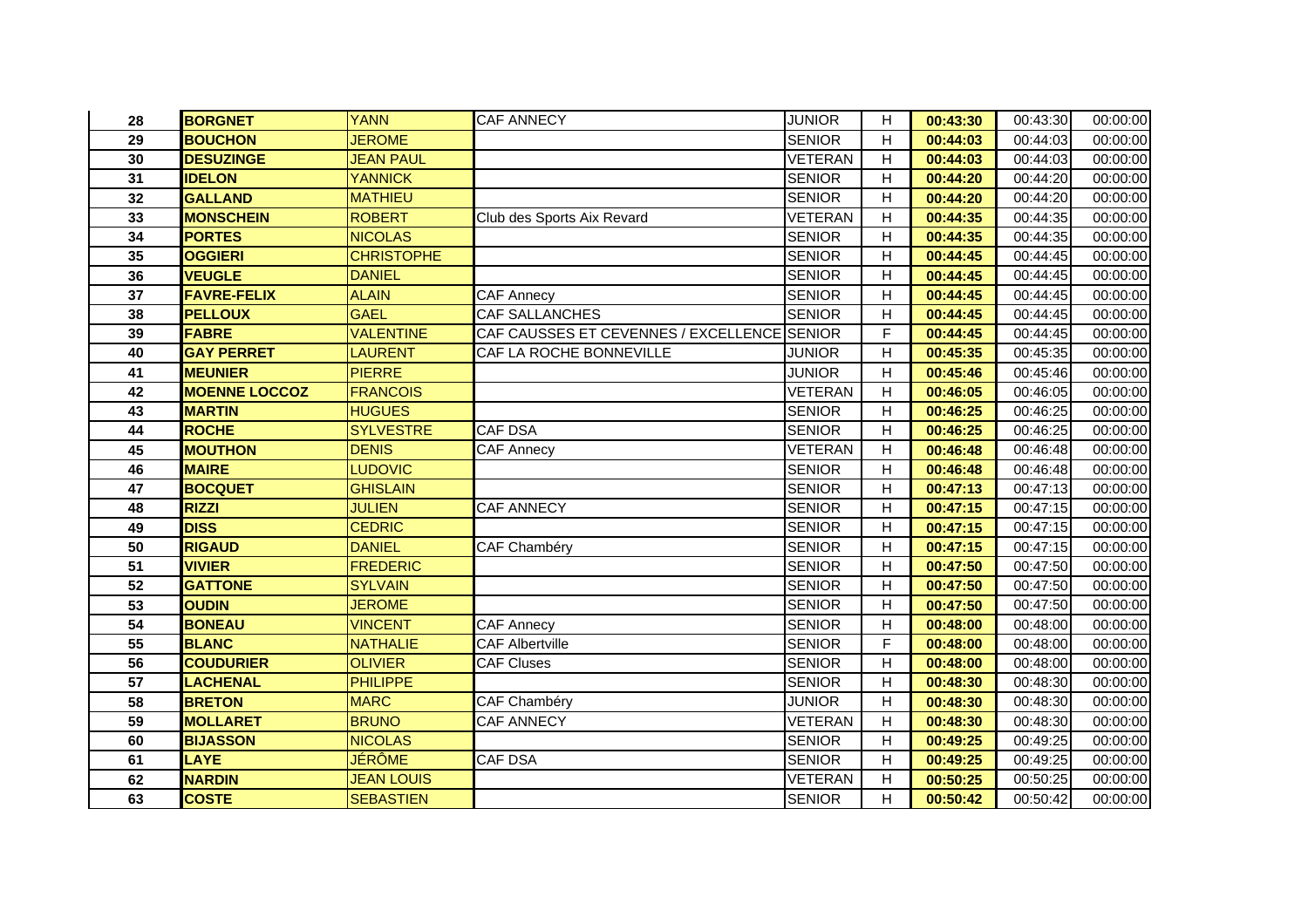| | | | | | | | | |
|---|---|---|---|---|---|---|---|---|
| 28 | **BORGNET** | YANN | CAF ANNECY | JUNIOR | H | **00:43:30** | 00:43:30 | 00:00:00 |
| 29 | **BOUCHON** | JEROME | | SENIOR | H | **00:44:03** | 00:44:03 | 00:00:00 |
| 30 | **DESUZINGE** | JEAN PAUL | | VETERAN | H | **00:44:03** | 00:44:03 | 00:00:00 |
| 31 | **IDELON** | YANNICK | | SENIOR | H | **00:44:20** | 00:44:20 | 00:00:00 |
| 32 | **GALLAND** | MATHIEU | | SENIOR | H | **00:44:20** | 00:44:20 | 00:00:00 |
| 33 | **MONSCHEIN** | ROBERT | Club des Sports Aix Revard | VETERAN | H | **00:44:35** | 00:44:35 | 00:00:00 |
| 34 | **PORTES** | NICOLAS | | SENIOR | H | **00:44:35** | 00:44:35 | 00:00:00 |
| 35 | **OGGIERI** | CHRISTOPHE | | SENIOR | H | **00:44:45** | 00:44:45 | 00:00:00 |
| 36 | **VEUGLE** | DANIEL | | SENIOR | H | **00:44:45** | 00:44:45 | 00:00:00 |
| 37 | **FAVRE-FELIX** | ALAIN | CAF Annecy | SENIOR | H | **00:44:45** | 00:44:45 | 00:00:00 |
| 38 | **PELLOUX** | GAEL | CAF SALLANCHES | SENIOR | H | **00:44:45** | 00:44:45 | 00:00:00 |
| 39 | **FABRE** | VALENTINE | CAF CAUSSES ET CEVENNES / EXCELLENCE | SENIOR | F | **00:44:45** | 00:44:45 | 00:00:00 |
| 40 | **GAY PERRET** | LAURENT | CAF LA ROCHE BONNEVILLE | JUNIOR | H | **00:45:35** | 00:45:35 | 00:00:00 |
| 41 | **MEUNIER** | PIERRE | | JUNIOR | H | **00:45:46** | 00:45:46 | 00:00:00 |
| 42 | **MOENNE LOCCOZ** | FRANCOIS | | VETERAN | H | **00:46:05** | 00:46:05 | 00:00:00 |
| 43 | **MARTIN** | HUGUES | | SENIOR | H | **00:46:25** | 00:46:25 | 00:00:00 |
| 44 | **ROCHE** | SYLVESTRE | CAF DSA | SENIOR | H | **00:46:25** | 00:46:25 | 00:00:00 |
| 45 | **MOUTHON** | DENIS | CAF Annecy | VETERAN | H | **00:46:48** | 00:46:48 | 00:00:00 |
| 46 | **MAIRE** | LUDOVIC | | SENIOR | H | **00:46:48** | 00:46:48 | 00:00:00 |
| 47 | **BOCQUET** | GHISLAIN | | SENIOR | H | **00:47:13** | 00:47:13 | 00:00:00 |
| 48 | **RIZZI** | JULIEN | CAF ANNECY | SENIOR | H | **00:47:15** | 00:47:15 | 00:00:00 |
| 49 | **DISS** | CEDRIC | | SENIOR | H | **00:47:15** | 00:47:15 | 00:00:00 |
| 50 | **RIGAUD** | DANIEL | CAF Chambéry | SENIOR | H | **00:47:15** | 00:47:15 | 00:00:00 |
| 51 | **VIVIER** | FREDERIC | | SENIOR | H | **00:47:50** | 00:47:50 | 00:00:00 |
| 52 | **GATTONE** | SYLVAIN | | SENIOR | H | **00:47:50** | 00:47:50 | 00:00:00 |
| 53 | **OUDIN** | JEROME | | SENIOR | H | **00:47:50** | 00:47:50 | 00:00:00 |
| 54 | **BONEAU** | VINCENT | CAF Annecy | SENIOR | H | **00:48:00** | 00:48:00 | 00:00:00 |
| 55 | **BLANC** | NATHALIE | CAF Albertville | SENIOR | F | **00:48:00** | 00:48:00 | 00:00:00 |
| 56 | **COUDURIER** | OLIVIER | CAF Cluses | SENIOR | H | **00:48:00** | 00:48:00 | 00:00:00 |
| 57 | **LACHENAL** | PHILIPPE | | SENIOR | H | **00:48:30** | 00:48:30 | 00:00:00 |
| 58 | **BRETON** | MARC | CAF Chambéry | JUNIOR | H | **00:48:30** | 00:48:30 | 00:00:00 |
| 59 | **MOLLARET** | BRUNO | CAF ANNECY | VETERAN | H | **00:48:30** | 00:48:30 | 00:00:00 |
| 60 | **BIJASSON** | NICOLAS | | SENIOR | H | **00:49:25** | 00:49:25 | 00:00:00 |
| 61 | **LAYE** | JÉRÔME | CAF DSA | SENIOR | H | **00:49:25** | 00:49:25 | 00:00:00 |
| 62 | **NARDIN** | JEAN LOUIS | | VETERAN | H | **00:50:25** | 00:50:25 | 00:00:00 |
| 63 | **COSTE** | SEBASTIEN | | SENIOR | H | **00:50:42** | 00:50:42 | 00:00:00 |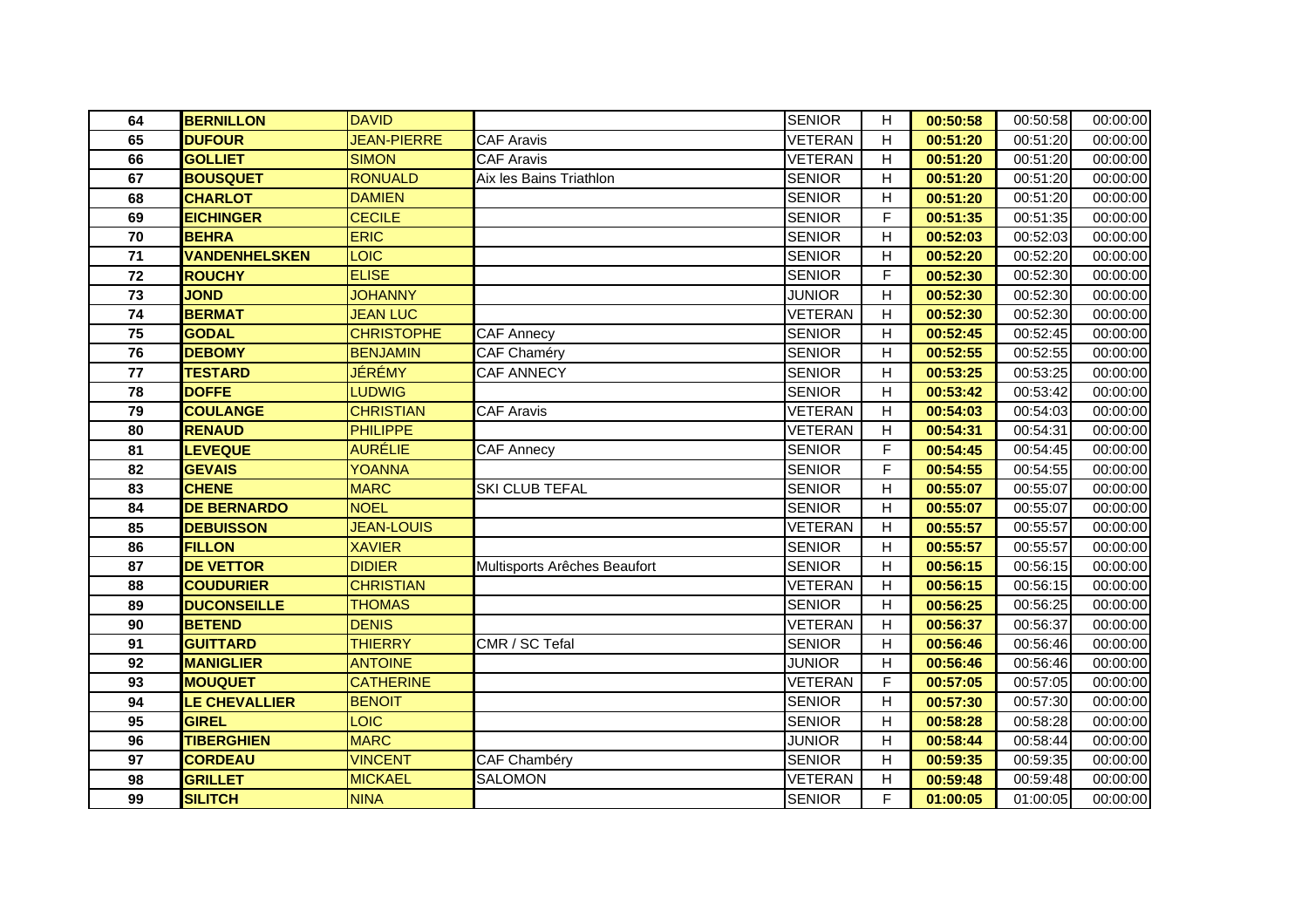| | | | | | | | | |
|---|---|---|---|---|---|---|---|---|
| 64 | **BERNILLON** | DAVID | | SENIOR | H | **00:50:58** | 00:50:58 | 00:00:00 |
| 65 | **DUFOUR** | JEAN-PIERRE | CAF Aravis | VETERAN | H | **00:51:20** | 00:51:20 | 00:00:00 |
| 66 | **GOLLIET** | SIMON | CAF Aravis | VETERAN | H | **00:51:20** | 00:51:20 | 00:00:00 |
| 67 | **BOUSQUET** | RONUALD | Aix les Bains Triathlon | SENIOR | H | **00:51:20** | 00:51:20 | 00:00:00 |
| 68 | **CHARLOT** | DAMIEN | | SENIOR | H | **00:51:20** | 00:51:20 | 00:00:00 |
| 69 | **EICHINGER** | CECILE | | SENIOR | F | **00:51:35** | 00:51:35 | 00:00:00 |
| 70 | **BEHRA** | ERIC | | SENIOR | H | **00:52:03** | 00:52:03 | 00:00:00 |
| 71 | **VANDENHELSKEN** | LOIC | | SENIOR | H | **00:52:20** | 00:52:20 | 00:00:00 |
| 72 | **ROUCHY** | ELISE | | SENIOR | F | **00:52:30** | 00:52:30 | 00:00:00 |
| 73 | **JOND** | JOHANNY | | JUNIOR | H | **00:52:30** | 00:52:30 | 00:00:00 |
| 74 | **BERMAT** | JEAN LUC | | VETERAN | H | **00:52:30** | 00:52:30 | 00:00:00 |
| 75 | **GODAL** | CHRISTOPHE | CAF Annecy | SENIOR | H | **00:52:45** | 00:52:45 | 00:00:00 |
| 76 | **DEBOMY** | BENJAMIN | CAF Chaméry | SENIOR | H | **00:52:55** | 00:52:55 | 00:00:00 |
| 77 | **TESTARD** | JÉRÉMY | CAF ANNECY | SENIOR | H | **00:53:25** | 00:53:25 | 00:00:00 |
| 78 | **DOFFE** | LUDWIG | | SENIOR | H | **00:53:42** | 00:53:42 | 00:00:00 |
| 79 | **COULANGE** | CHRISTIAN | CAF Aravis | VETERAN | H | **00:54:03** | 00:54:03 | 00:00:00 |
| 80 | **RENAUD** | PHILIPPE | | VETERAN | H | **00:54:31** | 00:54:31 | 00:00:00 |
| 81 | **LEVEQUE** | AURÉLIE | CAF Annecy | SENIOR | F | **00:54:45** | 00:54:45 | 00:00:00 |
| 82 | **GEVAIS** | YOANNA | | SENIOR | F | **00:54:55** | 00:54:55 | 00:00:00 |
| 83 | **CHENE** | MARC | SKI CLUB TEFAL | SENIOR | H | **00:55:07** | 00:55:07 | 00:00:00 |
| 84 | **DE BERNARDO** | NOEL | | SENIOR | H | **00:55:07** | 00:55:07 | 00:00:00 |
| 85 | **DEBUISSON** | JEAN-LOUIS | | VETERAN | H | **00:55:57** | 00:55:57 | 00:00:00 |
| 86 | **FILLON** | XAVIER | | SENIOR | H | **00:55:57** | 00:55:57 | 00:00:00 |
| 87 | **DE VETTOR** | DIDIER | Multisports Arêches Beaufort | SENIOR | H | **00:56:15** | 00:56:15 | 00:00:00 |
| 88 | **COUDURIER** | CHRISTIAN | | VETERAN | H | **00:56:15** | 00:56:15 | 00:00:00 |
| 89 | **DUCONSEILLE** | THOMAS | | SENIOR | H | **00:56:25** | 00:56:25 | 00:00:00 |
| 90 | **BETEND** | DENIS | | VETERAN | H | **00:56:37** | 00:56:37 | 00:00:00 |
| 91 | **GUITTARD** | THIERRY | CMR / SC Tefal | SENIOR | H | **00:56:46** | 00:56:46 | 00:00:00 |
| 92 | **MANIGLIER** | ANTOINE | | JUNIOR | H | **00:56:46** | 00:56:46 | 00:00:00 |
| 93 | **MOUQUET** | CATHERINE | | VETERAN | F | **00:57:05** | 00:57:05 | 00:00:00 |
| 94 | **LE CHEVALLIER** | BENOIT | | SENIOR | H | **00:57:30** | 00:57:30 | 00:00:00 |
| 95 | **GIREL** | LOIC | | SENIOR | H | **00:58:28** | 00:58:28 | 00:00:00 |
| 96 | **TIBERGHIEN** | MARC | | JUNIOR | H | **00:58:44** | 00:58:44 | 00:00:00 |
| 97 | **CORDEAU** | VINCENT | CAF Chambéry | SENIOR | H | **00:59:35** | 00:59:35 | 00:00:00 |
| 98 | **GRILLET** | MICKAEL | SALOMON | VETERAN | H | **00:59:48** | 00:59:48 | 00:00:00 |
| 99 | **SILITCH** | NINA | | SENIOR | F | **01:00:05** | 01:00:05 | 00:00:00 |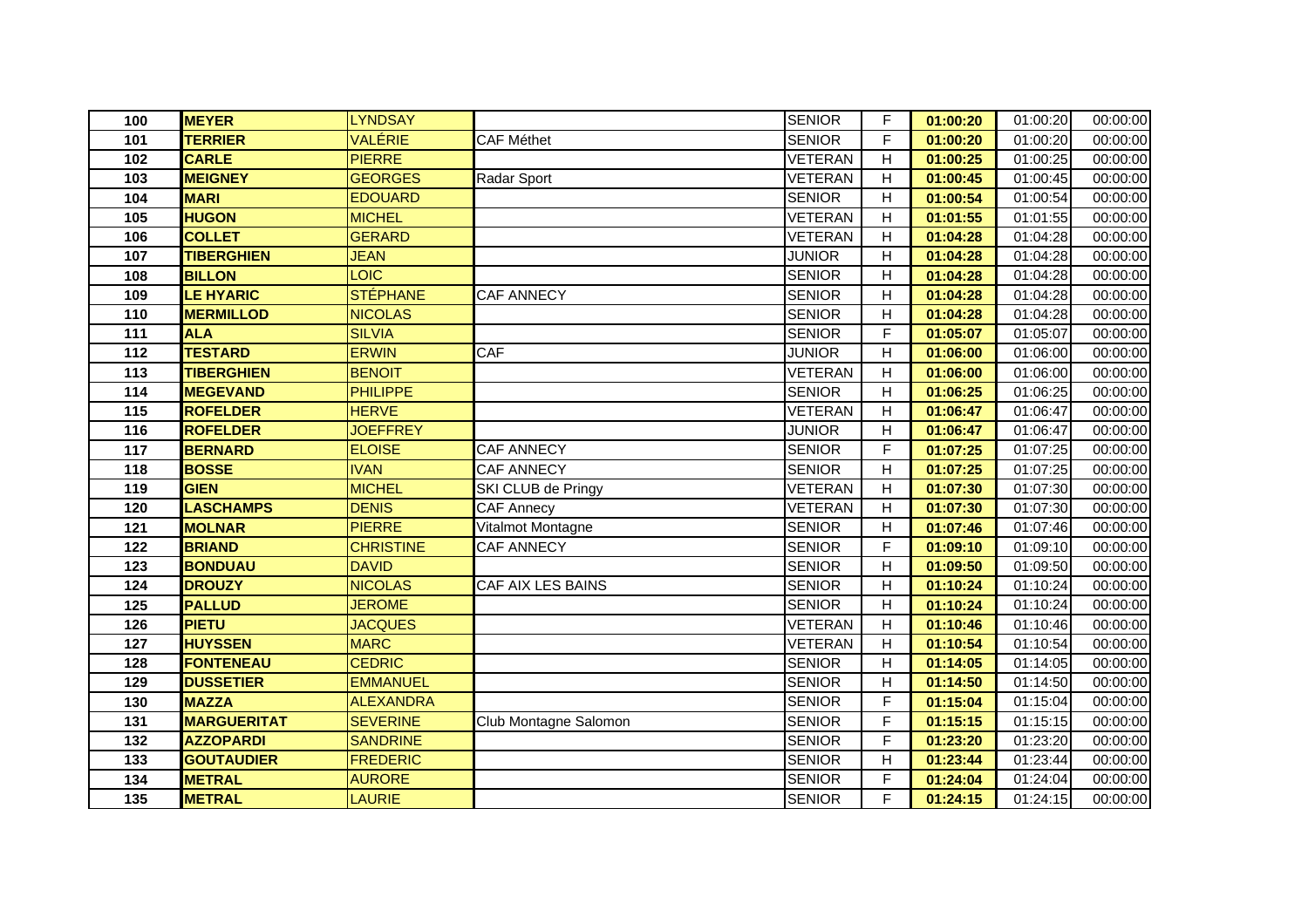| | | | | | | | | |
|---|---|---|---|---|---|---|---|---|
| 100 | **MEYER** | LYNDSAY | | SENIOR | F | **01:00:20** | 01:00:20 | 00:00:00 |
| 101 | **TERRIER** | VALÉRIE | CAF Méthet | SENIOR | F | **01:00:20** | 01:00:20 | 00:00:00 |
| 102 | **CARLE** | PIERRE | | VETERAN | H | **01:00:25** | 01:00:25 | 00:00:00 |
| 103 | **MEIGNEY** | GEORGES | Radar Sport | VETERAN | H | **01:00:45** | 01:00:45 | 00:00:00 |
| 104 | **MARI** | EDOUARD | | SENIOR | H | **01:00:54** | 01:00:54 | 00:00:00 |
| 105 | **HUGON** | MICHEL | | VETERAN | H | **01:01:55** | 01:01:55 | 00:00:00 |
| 106 | **COLLET** | GERARD | | VETERAN | H | **01:04:28** | 01:04:28 | 00:00:00 |
| 107 | **TIBERGHIEN** | JEAN | | JUNIOR | H | **01:04:28** | 01:04:28 | 00:00:00 |
| 108 | **BILLON** | LOIC | | SENIOR | H | **01:04:28** | 01:04:28 | 00:00:00 |
| 109 | **LE HYARIC** | STÉPHANE | CAF ANNECY | SENIOR | H | **01:04:28** | 01:04:28 | 00:00:00 |
| 110 | **MERMILLOD** | NICOLAS | | SENIOR | H | **01:04:28** | 01:04:28 | 00:00:00 |
| 111 | **ALA** | SILVIA | | SENIOR | F | **01:05:07** | 01:05:07 | 00:00:00 |
| 112 | **TESTARD** | ERWIN | CAF | JUNIOR | H | **01:06:00** | 01:06:00 | 00:00:00 |
| 113 | **TIBERGHIEN** | BENOIT | | VETERAN | H | **01:06:00** | 01:06:00 | 00:00:00 |
| 114 | **MEGEVAND** | PHILIPPE | | SENIOR | H | **01:06:25** | 01:06:25 | 00:00:00 |
| 115 | **ROFELDER** | HERVE | | VETERAN | H | **01:06:47** | 01:06:47 | 00:00:00 |
| 116 | **ROFELDER** | JOEFFREY | | JUNIOR | H | **01:06:47** | 01:06:47 | 00:00:00 |
| 117 | **BERNARD** | ELOISE | CAF ANNECY | SENIOR | F | **01:07:25** | 01:07:25 | 00:00:00 |
| 118 | **BOSSE** | IVAN | CAF ANNECY | SENIOR | H | **01:07:25** | 01:07:25 | 00:00:00 |
| 119 | **GIEN** | MICHEL | SKI CLUB de Pringy | VETERAN | H | **01:07:30** | 01:07:30 | 00:00:00 |
| 120 | **LASCHAMPS** | DENIS | CAF Annecy | VETERAN | H | **01:07:30** | 01:07:30 | 00:00:00 |
| 121 | **MOLNAR** | PIERRE | Vitalmot Montagne | SENIOR | H | **01:07:46** | 01:07:46 | 00:00:00 |
| 122 | **BRIAND** | CHRISTINE | CAF ANNECY | SENIOR | F | **01:09:10** | 01:09:10 | 00:00:00 |
| 123 | **BONDUAU** | DAVID | | SENIOR | H | **01:09:50** | 01:09:50 | 00:00:00 |
| 124 | **DROUZY** | NICOLAS | CAF AIX LES BAINS | SENIOR | H | **01:10:24** | 01:10:24 | 00:00:00 |
| 125 | **PALLUD** | JEROME | | SENIOR | H | **01:10:24** | 01:10:24 | 00:00:00 |
| 126 | **PIETU** | JACQUES | | VETERAN | H | **01:10:46** | 01:10:46 | 00:00:00 |
| 127 | **HUYSSEN** | MARC | | VETERAN | H | **01:10:54** | 01:10:54 | 00:00:00 |
| 128 | **FONTENEAU** | CEDRIC | | SENIOR | H | **01:14:05** | 01:14:05 | 00:00:00 |
| 129 | **DUSSETIER** | EMMANUEL | | SENIOR | H | **01:14:50** | 01:14:50 | 00:00:00 |
| 130 | **MAZZA** | ALEXANDRA | | SENIOR | F | **01:15:04** | 01:15:04 | 00:00:00 |
| 131 | **MARGUERITAT** | SEVERINE | Club Montagne Salomon | SENIOR | F | **01:15:15** | 01:15:15 | 00:00:00 |
| 132 | **AZZOPARDI** | SANDRINE | | SENIOR | F | **01:23:20** | 01:23:20 | 00:00:00 |
| 133 | **GOUTAUDIER** | FREDERIC | | SENIOR | H | **01:23:44** | 01:23:44 | 00:00:00 |
| 134 | **METRAL** | AURORE | | SENIOR | F | **01:24:04** | 01:24:04 | 00:00:00 |
| 135 | **METRAL** | LAURIE | | SENIOR | F | **01:24:15** | 01:24:15 | 00:00:00 |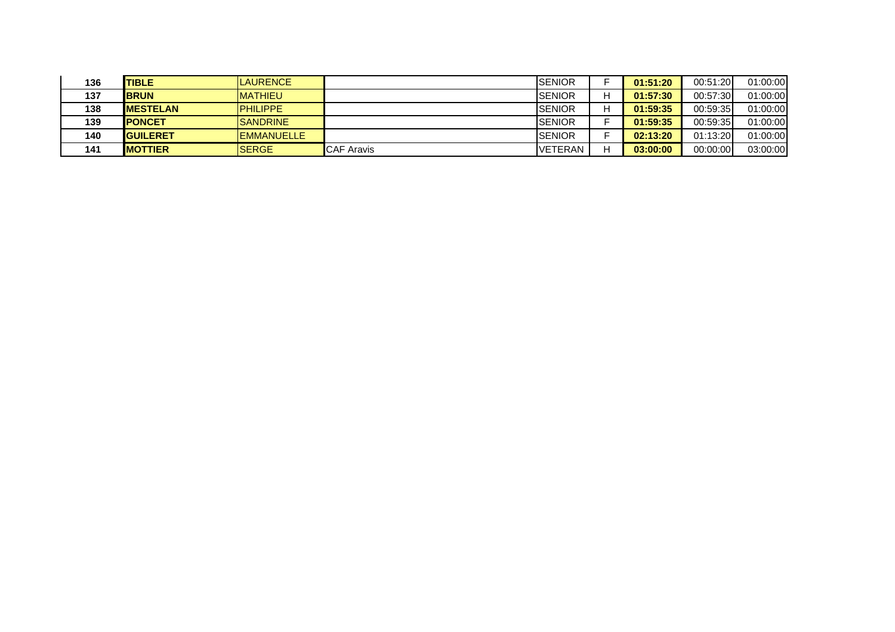| | | | | | | | | |
|---|---|---|---|---|---|---|---|---|
| **136** | **TIBLE** | LAURENCE | | SENIOR | F | **01:51:20** | 00:51:20 | 01:00:00 |
| **137** | **BRUN** | MATHIEU | | SENIOR | H | **01:57:30** | 00:57:30 | 01:00:00 |
| **138** | **MESTELAN** | PHILIPPE | | SENIOR | H | **01:59:35** | 00:59:35 | 01:00:00 |
| **139** | **PONCET** | SANDRINE | | SENIOR | F | **01:59:35** | 00:59:35 | 01:00:00 |
| **140** | **GUILERET** | EMMANUELLE | | SENIOR | F | **02:13:20** | 01:13:20 | 01:00:00 |
| **141** | **MOTTIER** | SERGE | CAF Aravis | VETERAN | H | **03:00:00** | 00:00:00 | 03:00:00 |